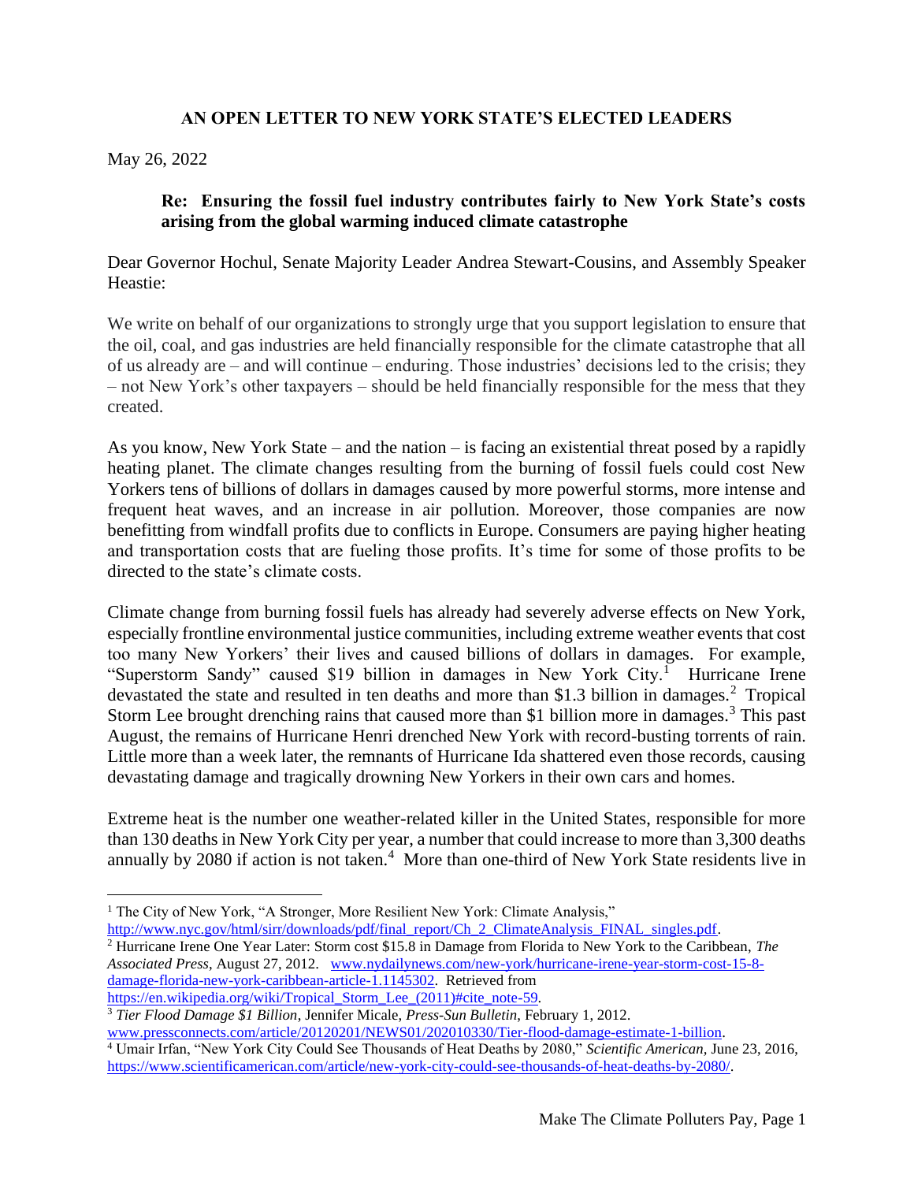**AN OPEN LETTER TO NEW YORK STATE'S ELECTED LEADERS**

May 26, 2022

**Re: Ensuring the fossil fuel industry contributes fairly to New York State's costs arising from the global warming induced climate catastrophe**

Dear Governor Hochul, Senate Majority Leader Andrea Stewart-Cousins, and Assembly Speaker Heastie:

We write on behalf of our organizations to strongly urge that you support legislation to ensure that the oil, coal, and gas industries are held financially responsible for the climate catastrophe that all of us already are – and will continue – enduring. Those industries' decisions led to the crisis; they – not New York's other taxpayers – should be held financially responsible for the mess that they created.

As you know, New York State – and the nation – is facing an existential threat posed by a rapidly heating planet. The climate changes resulting from the burning of fossil fuels could cost New Yorkers tens of billions of dollars in damages caused by more powerful storms, more intense and frequent heat waves, and an increase in air pollution. Moreover, those companies are now benefitting from windfall profits due to conflicts in Europe. Consumers are paying higher heating and transportation costs that are fueling those profits. It's time for some of those profits to be directed to the state's climate costs.

Climate change from burning fossil fuels has already had severely adverse effects on New York, especially frontline environmental justice communities, including extreme weather events that cost too many New Yorkers' their lives and caused billions of dollars in damages. For example, "Superstorm Sandy" caused $19 billion in damages in New York City.[1] Hurricane Irene devastated the state and resulted in ten deaths and more than $1.3 billion in damages.[2] Tropical Storm Lee brought drenching rains that caused more than $1 billion more in damages.[3] This past August, the remains of Hurricane Henri drenched New York with record-busting torrents of rain. Little more than a week later, the remnants of Hurricane Ida shattered even those records, causing devastating damage and tragically drowning New Yorkers in their own cars and homes.

Extreme heat is the number one weather-related killer in the United States, responsible for more than 130 deaths in New York City per year, a number that could increase to more than 3,300 deaths annually by 2080 if action is not taken.[4] More than one-third of New York State residents live in

---

[1] The City of New York, "A Stronger, More Resilient New York: Climate Analysis," http://www.nyc.gov/html/sirr/downloads/pdf/final_report/Ch_2_ClimateAnalysis_FINAL_singles.pdf.

[2] Hurricane Irene One Year Later: Storm cost $15.8 in Damage from Florida to New York to the Caribbean, *The Associated Press*, August 27, 2012. www.nydailynews.com/new-york/hurricane-irene-year-storm-cost-15-8-damage-florida-new-york-caribbean-article-1.1145302. Retrieved from https://en.wikipedia.org/wiki/Tropical_Storm_Lee_(2011)#cite_note-59.

[3] *Tier Flood Damage $1 Billion*, Jennifer Micale, *Press-Sun Bulletin*, February 1, 2012. www.pressconnects.com/article/20120201/NEWS01/202010330/Tier-flood-damage-estimate-1-billion.

[4] Umair Irfan, "New York City Could See Thousands of Heat Deaths by 2080," *Scientific American*, June 23, 2016, https://www.scientificamerican.com/article/new-york-city-could-see-thousands-of-heat-deaths-by-2080/.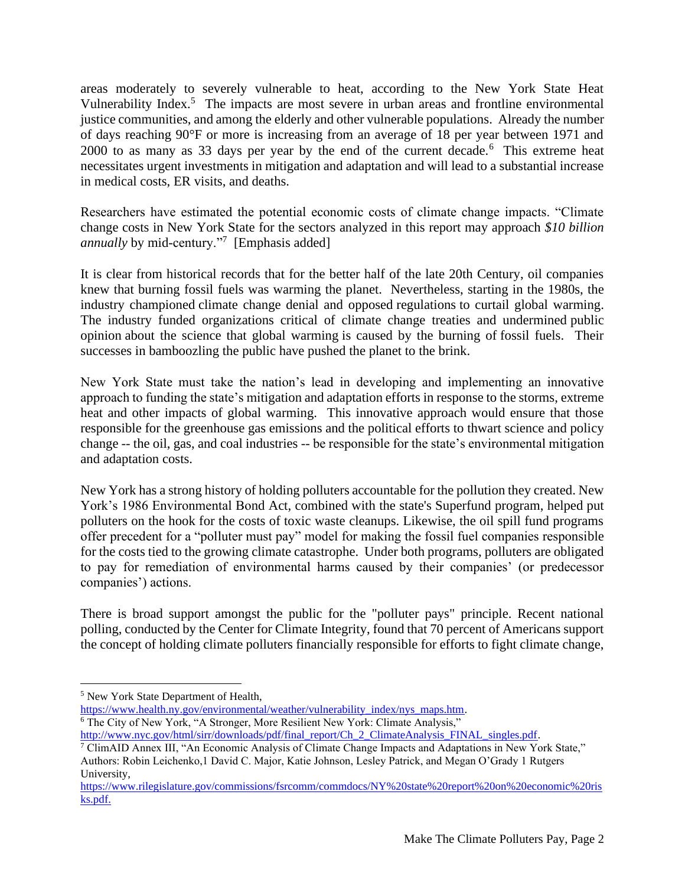areas moderately to severely vulnerable to heat, according to the New York State Heat Vulnerability Index.[5] The impacts are most severe in urban areas and frontline environmental justice communities, and among the elderly and other vulnerable populations. Already the number of days reaching 90°F or more is increasing from an average of 18 per year between 1971 and 2000 to as many as 33 days per year by the end of the current decade.[6] This extreme heat necessitates urgent investments in mitigation and adaptation and will lead to a substantial increase in medical costs, ER visits, and deaths.

Researchers have estimated the potential economic costs of climate change impacts. "Climate change costs in New York State for the sectors analyzed in this report may approach *$10 billion annually* by mid-century."[7] [Emphasis added]

It is clear from historical records that for the better half of the late 20th Century, oil companies knew that burning fossil fuels was warming the planet. Nevertheless, starting in the 1980s, the industry championed climate change denial and opposed regulations to curtail global warming. The industry funded organizations critical of climate change treaties and undermined public opinion about the science that global warming is caused by the burning of fossil fuels. Their successes in bamboozling the public have pushed the planet to the brink.

New York State must take the nation's lead in developing and implementing an innovative approach to funding the state's mitigation and adaptation efforts in response to the storms, extreme heat and other impacts of global warming. This innovative approach would ensure that those responsible for the greenhouse gas emissions and the political efforts to thwart science and policy change -- the oil, gas, and coal industries -- be responsible for the state's environmental mitigation and adaptation costs.

New York has a strong history of holding polluters accountable for the pollution they created. New York's 1986 Environmental Bond Act, combined with the state's Superfund program, helped put polluters on the hook for the costs of toxic waste cleanups. Likewise, the oil spill fund programs offer precedent for a "polluter must pay" model for making the fossil fuel companies responsible for the costs tied to the growing climate catastrophe. Under both programs, polluters are obligated to pay for remediation of environmental harms caused by their companies' (or predecessor companies') actions.

There is broad support amongst the public for the "polluter pays" principle. Recent national polling, conducted by the Center for Climate Integrity, found that 70 percent of Americans support the concept of holding climate polluters financially responsible for efforts to fight climate change,

---

[5] New York State Department of Health, https://www.health.ny.gov/environmental/weather/vulnerability_index/nys_maps.htm.

[6] The City of New York, "A Stronger, More Resilient New York: Climate Analysis," http://www.nyc.gov/html/sirr/downloads/pdf/final_report/Ch_2_ClimateAnalysis_FINAL_singles.pdf.

[7] ClimAID Annex III, "An Economic Analysis of Climate Change Impacts and Adaptations in New York State," Authors: Robin Leichenko,1 David C. Major, Katie Johnson, Lesley Patrick, and Megan O'Grady 1 Rutgers University, https://www.rilegislature.gov/commissions/fsrcomm/commdocs/NY%20state%20report%20on%20economic%20risks.pdf.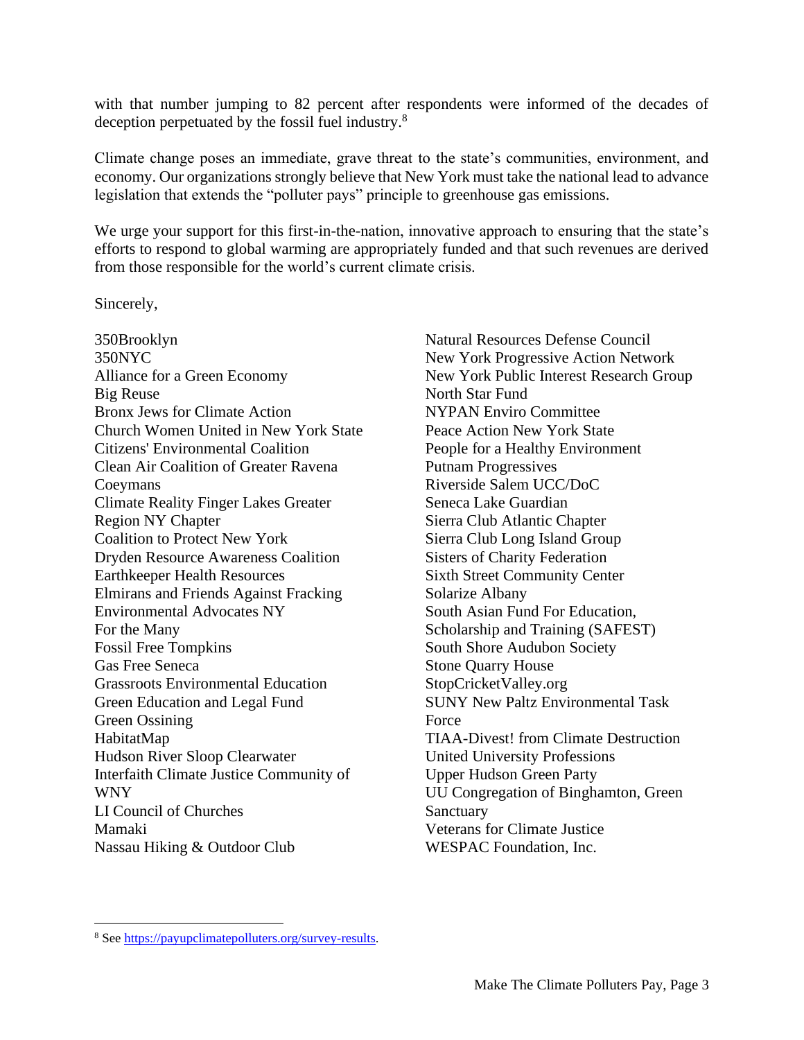with that number jumping to 82 percent after respondents were informed of the decades of deception perpetuated by the fossil fuel industry.[8]

Climate change poses an immediate, grave threat to the state's communities, environment, and economy. Our organizations strongly believe that New York must take the national lead to advance legislation that extends the "polluter pays" principle to greenhouse gas emissions.

We urge your support for this first-in-the-nation, innovative approach to ensuring that the state's efforts to respond to global warming are appropriately funded and that such revenues are derived from those responsible for the world's current climate crisis.

Sincerely,

350Brooklyn
350NYC
Alliance for a Green Economy
Big Reuse
Bronx Jews for Climate Action
Church Women United in New York State
Citizens' Environmental Coalition
Clean Air Coalition of Greater Ravena Coeymans
Climate Reality Finger Lakes Greater Region NY Chapter
Coalition to Protect New York
Dryden Resource Awareness Coalition
Earthkeeper Health Resources
Elmirans and Friends Against Fracking
Environmental Advocates NY
For the Many
Fossil Free Tompkins
Gas Free Seneca
Grassroots Environmental Education
Green Education and Legal Fund
Green Ossining
HabitatMap
Hudson River Sloop Clearwater
Interfaith Climate Justice Community of WNY
LI Council of Churches
Mamaki
Nassau Hiking & Outdoor Club
Natural Resources Defense Council
New York Progressive Action Network
New York Public Interest Research Group
North Star Fund
NYPAN Enviro Committee
Peace Action New York State
People for a Healthy Environment
Putnam Progressives
Riverside Salem UCC/DoC
Seneca Lake Guardian
Sierra Club Atlantic Chapter
Sierra Club Long Island Group
Sisters of Charity Federation
Sixth Street Community Center
Solarize Albany
South Asian Fund For Education, Scholarship and Training (SAFEST)
South Shore Audubon Society
Stone Quarry House
StopCricketValley.org
SUNY New Paltz Environmental Task Force
TIAA-Divest! from Climate Destruction
United University Professions
Upper Hudson Green Party
UU Congregation of Binghamton, Green Sanctuary
Veterans for Climate Justice
WESPAC Foundation, Inc.

[8] See https://payupclimatepolluters.org/survey-results.